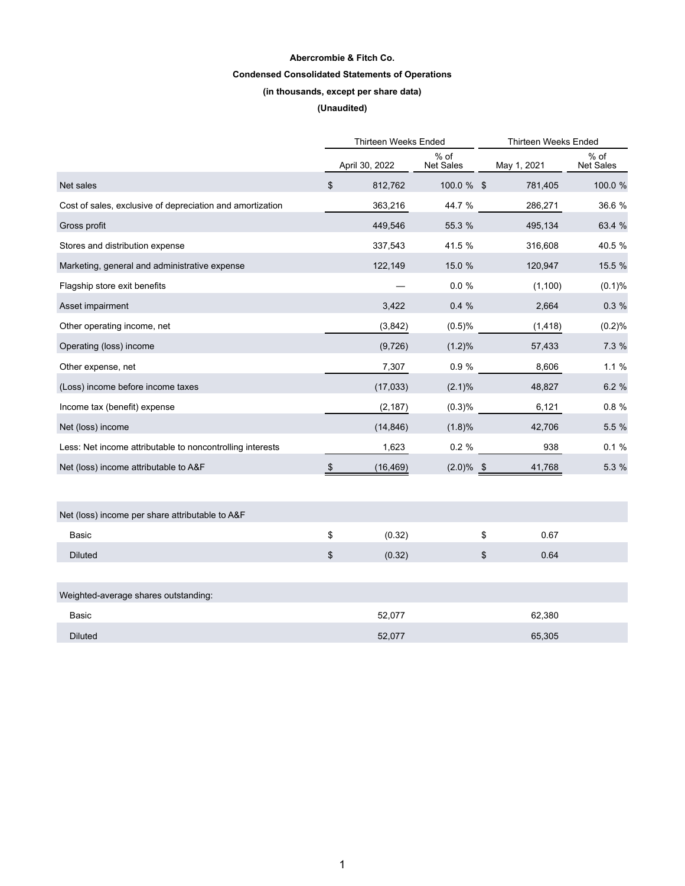**Abercrombie & Fitch Co.**

**Condensed Consolidated Statements of Operations**

**(in thousands, except per share data)**

**(Unaudited)**

| | Thirteen Weeks Ended | | Thirteen Weeks Ended | |
|---|---|---|---|---|
| | April 30, 2022 | % of Net Sales | May 1, 2021 | % of Net Sales |
| Net sales | $ 812,762 | 100.0 % | $ 781,405 | 100.0 % |
| Cost of sales, exclusive of depreciation and amortization | 363,216 | 44.7 % | 286,271 | 36.6 % |
| Gross profit | 449,546 | 55.3 % | 495,134 | 63.4 % |
| Stores and distribution expense | 337,543 | 41.5 % | 316,608 | 40.5 % |
| Marketing, general and administrative expense | 122,149 | 15.0 % | 120,947 | 15.5 % |
| Flagship store exit benefits | — | 0.0 % | (1,100) | (0.1)% |
| Asset impairment | 3,422 | 0.4 % | 2,664 | 0.3 % |
| Other operating income, net | (3,842) | (0.5)% | (1,418) | (0.2)% |
| Operating (loss) income | (9,726) | (1.2)% | 57,433 | 7.3 % |
| Other expense, net | 7,307 | 0.9 % | 8,606 | 1.1 % |
| (Loss) income before income taxes | (17,033) | (2.1)% | 48,827 | 6.2 % |
| Income tax (benefit) expense | (2,187) | (0.3)% | 6,121 | 0.8 % |
| Net (loss) income | (14,846) | (1.8)% | 42,706 | 5.5 % |
| Less: Net income attributable to noncontrolling interests | 1,623 | 0.2 % | 938 | 0.1 % |
| Net (loss) income attributable to A&F | $ (16,469) | (2.0)% | $ 41,768 | 5.3 % |
| | | | | |
| Net (loss) income per share attributable to A&F | | | | |
| Basic | $ (0.32) | | $ 0.67 | |
| Diluted | $ (0.32) | | $ 0.64 | |
| | | | | |
| Weighted-average shares outstanding: | | | | |
| Basic | 52,077 | | 62,380 | |
| Diluted | 52,077 | | 65,305 | |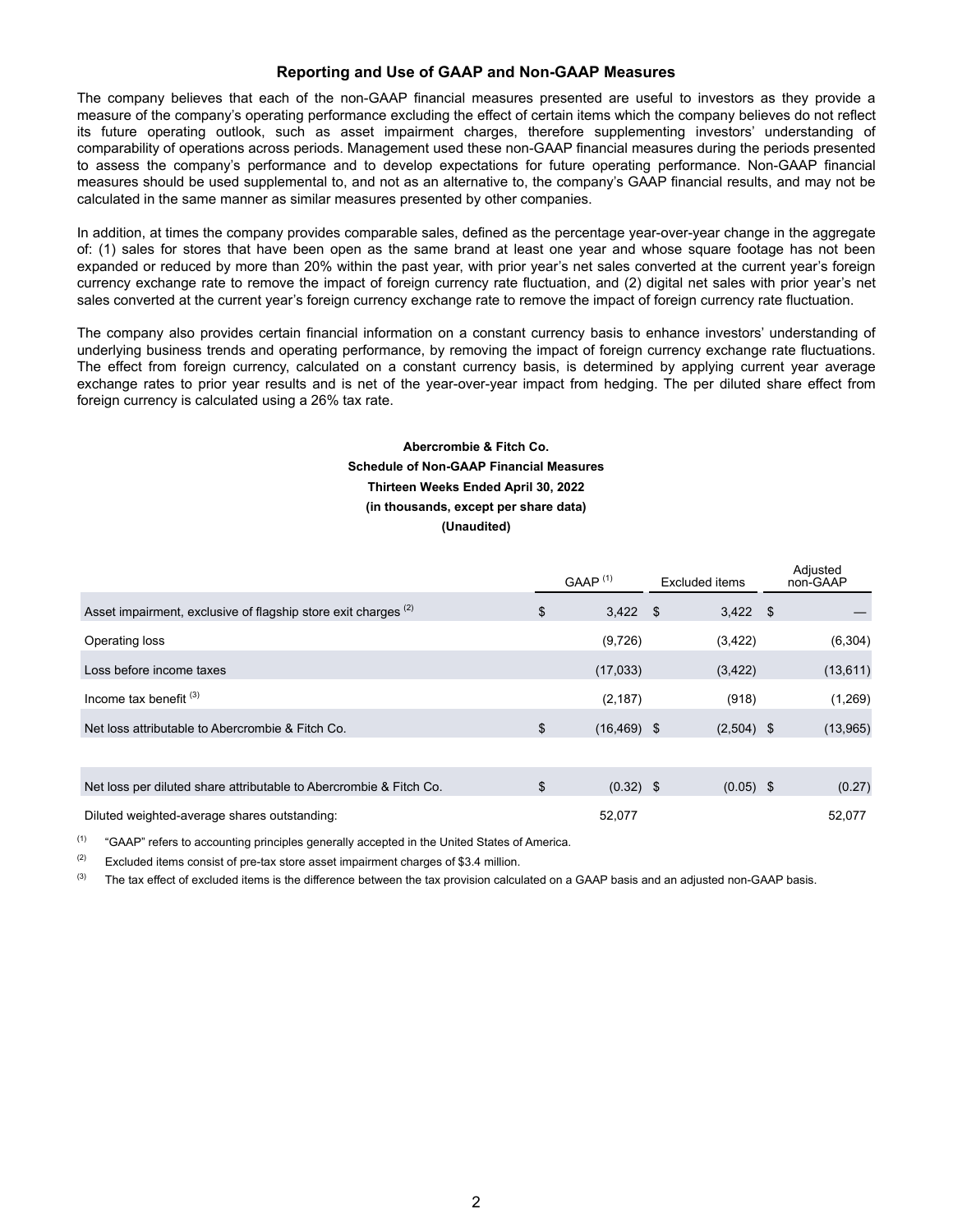## Reporting and Use of GAAP and Non-GAAP Measures

The company believes that each of the non-GAAP financial measures presented are useful to investors as they provide a measure of the company's operating performance excluding the effect of certain items which the company believes do not reflect its future operating outlook, such as asset impairment charges, therefore supplementing investors' understanding of comparability of operations across periods. Management used these non-GAAP financial measures during the periods presented to assess the company's performance and to develop expectations for future operating performance. Non-GAAP financial measures should be used supplemental to, and not as an alternative to, the company's GAAP financial results, and may not be calculated in the same manner as similar measures presented by other companies.

In addition, at times the company provides comparable sales, defined as the percentage year-over-year change in the aggregate of: (1) sales for stores that have been open as the same brand at least one year and whose square footage has not been expanded or reduced by more than 20% within the past year, with prior year's net sales converted at the current year's foreign currency exchange rate to remove the impact of foreign currency rate fluctuation, and (2) digital net sales with prior year's net sales converted at the current year's foreign currency exchange rate to remove the impact of foreign currency rate fluctuation.

The company also provides certain financial information on a constant currency basis to enhance investors' understanding of underlying business trends and operating performance, by removing the impact of foreign currency exchange rate fluctuations. The effect from foreign currency, calculated on a constant currency basis, is determined by applying current year average exchange rates to prior year results and is net of the year-over-year impact from hedging. The per diluted share effect from foreign currency is calculated using a 26% tax rate.

**Abercrombie & Fitch Co.**
**Schedule of Non-GAAP Financial Measures**
**Thirteen Weeks Ended April 30, 2022**
**(in thousands, except per share data)**
**(Unaudited)**

| | GAAP [1] | Excluded items | Adjusted non-GAAP |
|---|---|---|---|
| Asset impairment, exclusive of flagship store exit charges [2] | $ 3,422 | $ 3,422 | $ — |
| Operating loss | (9,726) | (3,422) | (6,304) |
| Loss before income taxes | (17,033) | (3,422) | (13,611) |
| Income tax benefit [3] | (2,187) | (918) | (1,269) |
| Net loss attributable to Abercrombie & Fitch Co. | $ (16,469) | $ (2,504) | $ (13,965) |
| | | | |
| Net loss per diluted share attributable to Abercrombie & Fitch Co. | $ (0.32) | $ (0.05) | $ (0.27) |
| Diluted weighted-average shares outstanding: | 52,077 | | 52,077 |

(1) "GAAP" refers to accounting principles generally accepted in the United States of America.

(2) Excluded items consist of pre-tax store asset impairment charges of $3.4 million.

(3) The tax effect of excluded items is the difference between the tax provision calculated on a GAAP basis and an adjusted non-GAAP basis.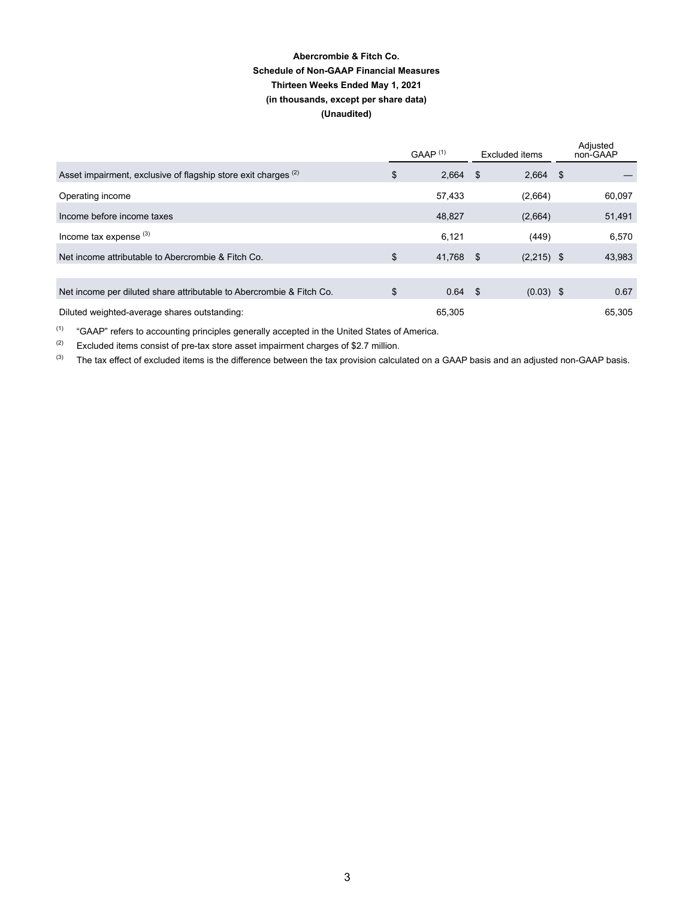**Abercrombie & Fitch Co.**
**Schedule of Non-GAAP Financial Measures**
**Thirteen Weeks Ended May 1, 2021**
**(in thousands, except per share data)**
**(Unaudited)**

| | GAAP [1] | Excluded items | Adjusted non-GAAP |
|---|---|---|---|
| Asset impairment, exclusive of flagship store exit charges [2] | $ 2,664 | $ 2,664 | $ — |
| Operating income | 57,433 | (2,664) | 60,097 |
| Income before income taxes | 48,827 | (2,664) | 51,491 |
| Income tax expense [3] | 6,121 | (449) | 6,570 |
| Net income attributable to Abercrombie & Fitch Co. | $ 41,768 | $ (2,215) | $ 43,983 |
| | | | |
| Net income per diluted share attributable to Abercrombie & Fitch Co. | $ 0.64 | $ (0.03) | $ 0.67 |
| Diluted weighted-average shares outstanding: | 65,305 | | 65,305 |

(1) "GAAP" refers to accounting principles generally accepted in the United States of America.

(2) Excluded items consist of pre-tax store asset impairment charges of $2.7 million.

(3) The tax effect of excluded items is the difference between the tax provision calculated on a GAAP basis and an adjusted non-GAAP basis.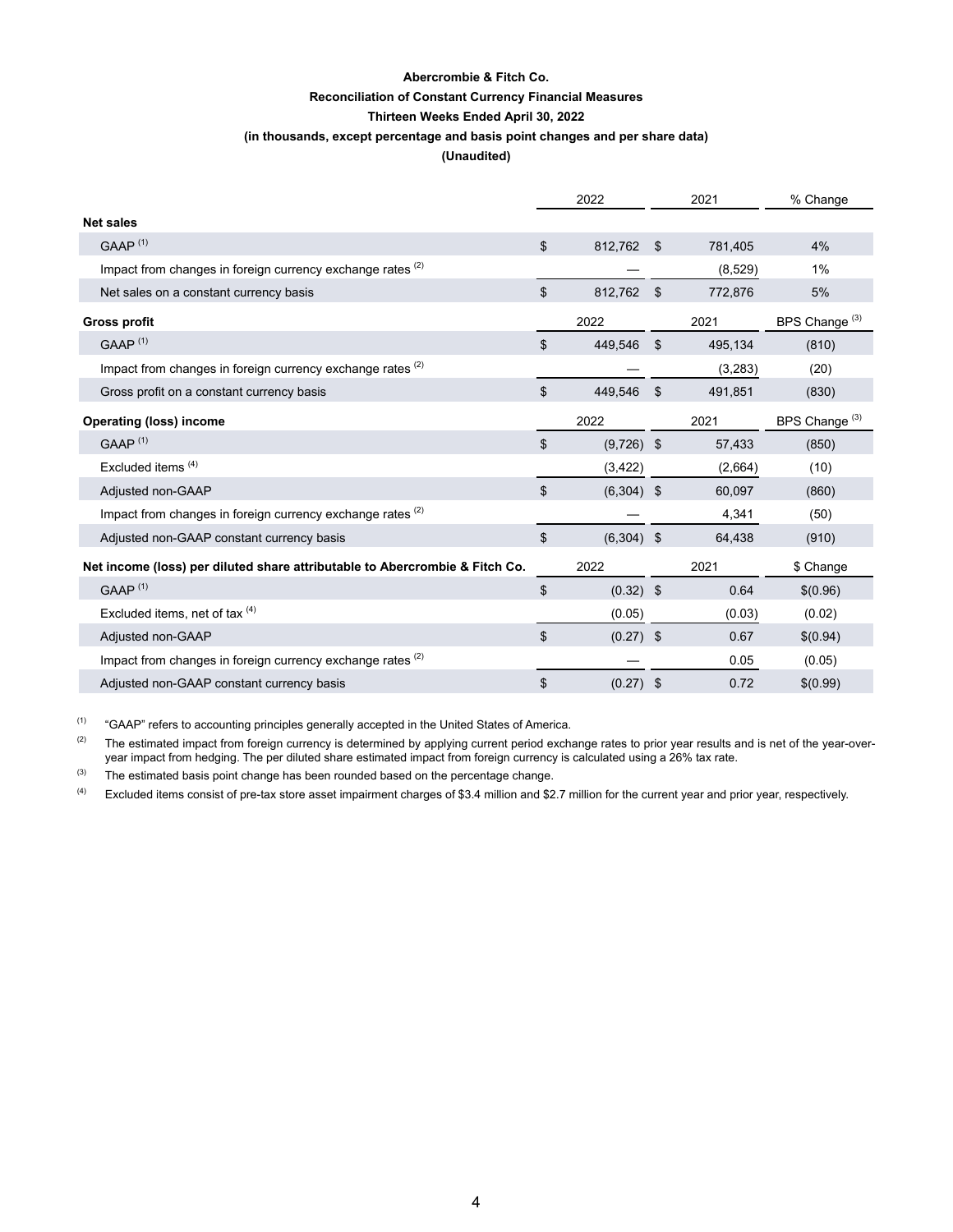**Abercrombie & Fitch Co.**

**Reconciliation of Constant Currency Financial Measures**

**Thirteen Weeks Ended April 30, 2022**

**(in thousands, except percentage and basis point changes and per share data)**

**(Unaudited)**

| | 2022 | 2021 | % Change |
|---|---|---|---|
| **Net sales** | | | |
| GAAP [(1)] | $ 812,762 | $ 781,405 | 4% |
| Impact from changes in foreign currency exchange rates [(2)] | — | (8,529) | 1% |
| Net sales on a constant currency basis | $ 812,762 | $ 772,876 | 5% |
| **Gross profit** | 2022 | 2021 | BPS Change [(3)] |
| GAAP [(1)] | $ 449,546 | $ 495,134 | (810) |
| Impact from changes in foreign currency exchange rates [(2)] | — | (3,283) | (20) |
| Gross profit on a constant currency basis | $ 449,546 | $ 491,851 | (830) |
| **Operating (loss) income** | 2022 | 2021 | BPS Change [(3)] |
| GAAP [(1)] | $ (9,726) | $ 57,433 | (850) |
| Excluded items [(4)] | (3,422) | (2,664) | (10) |
| Adjusted non-GAAP | $ (6,304) | $ 60,097 | (860) |
| Impact from changes in foreign currency exchange rates [(2)] | — | 4,341 | (50) |
| Adjusted non-GAAP constant currency basis | $ (6,304) | $ 64,438 | (910) |
| **Net income (loss) per diluted share attributable to Abercrombie & Fitch Co.** | 2022 | 2021 | $ Change |
| GAAP [(1)] | $ (0.32) | $ 0.64 | $(0.96) |
| Excluded items, net of tax [(4)] | (0.05) | (0.03) | (0.02) |
| Adjusted non-GAAP | $ (0.27) | $ 0.67 | $(0.94) |
| Impact from changes in foreign currency exchange rates [(2)] | — | 0.05 | (0.05) |
| Adjusted non-GAAP constant currency basis | $ (0.27) | $ 0.72 | $(0.99) |

(1) "GAAP" refers to accounting principles generally accepted in the United States of America.

(2) The estimated impact from foreign currency is determined by applying current period exchange rates to prior year results and is net of the year-over-year impact from hedging. The per diluted share estimated impact from foreign currency is calculated using a 26% tax rate.

(3) The estimated basis point change has been rounded based on the percentage change.

(4) Excluded items consist of pre-tax store asset impairment charges of $3.4 million and $2.7 million for the current year and prior year, respectively.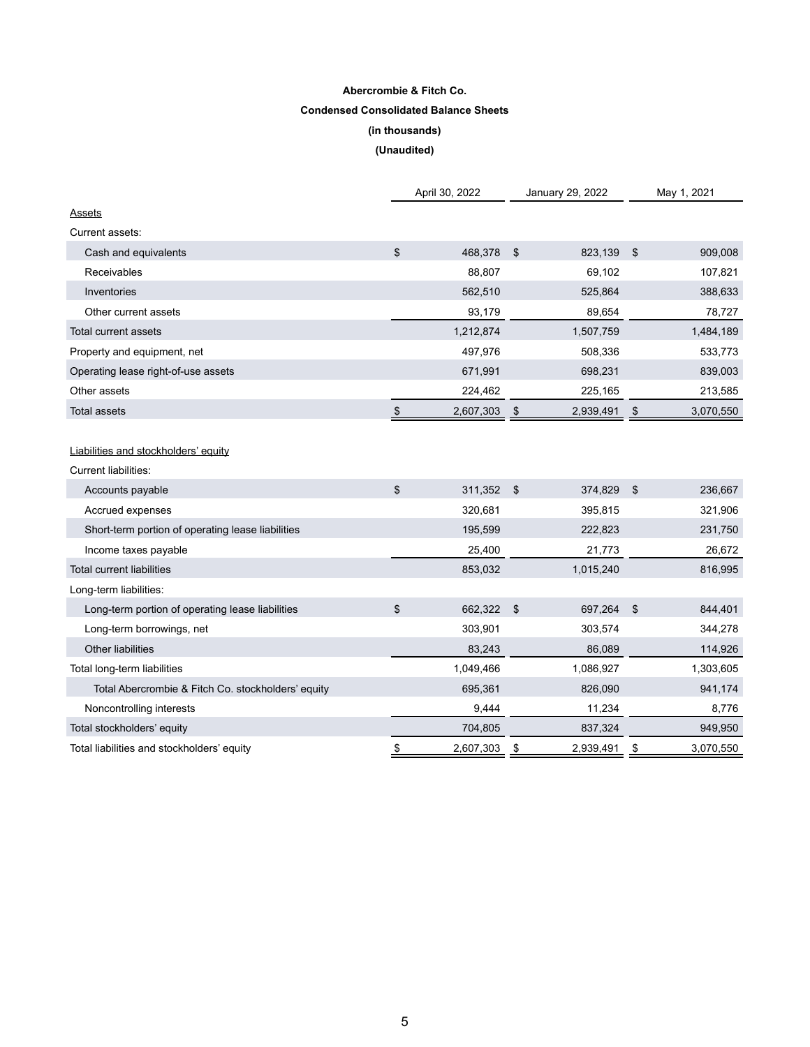**Abercrombie & Fitch Co.**

**Condensed Consolidated Balance Sheets**

**(in thousands)**

**(Unaudited)**

| | April 30, 2022 | January 29, 2022 | May 1, 2021 |
|---|---|---|---|
| Assets | | | |
| Current assets: | | | |
| Cash and equivalents | $ 468,378 | $ 823,139 | $ 909,008 |
| Receivables | 88,807 | 69,102 | 107,821 |
| Inventories | 562,510 | 525,864 | 388,633 |
| Other current assets | 93,179 | 89,654 | 78,727 |
| Total current assets | 1,212,874 | 1,507,759 | 1,484,189 |
| Property and equipment, net | 497,976 | 508,336 | 533,773 |
| Operating lease right-of-use assets | 671,991 | 698,231 | 839,003 |
| Other assets | 224,462 | 225,165 | 213,585 |
| Total assets | $ 2,607,303 | $ 2,939,491 | $ 3,070,550 |
| | | | |
| Liabilities and stockholders' equity | | | |
| Current liabilities: | | | |
| Accounts payable | $ 311,352 | $ 374,829 | $ 236,667 |
| Accrued expenses | 320,681 | 395,815 | 321,906 |
| Short-term portion of operating lease liabilities | 195,599 | 222,823 | 231,750 |
| Income taxes payable | 25,400 | 21,773 | 26,672 |
| Total current liabilities | 853,032 | 1,015,240 | 816,995 |
| Long-term liabilities: | | | |
| Long-term portion of operating lease liabilities | $ 662,322 | $ 697,264 | $ 844,401 |
| Long-term borrowings, net | 303,901 | 303,574 | 344,278 |
| Other liabilities | 83,243 | 86,089 | 114,926 |
| Total long-term liabilities | 1,049,466 | 1,086,927 | 1,303,605 |
| Total Abercrombie & Fitch Co. stockholders' equity | 695,361 | 826,090 | 941,174 |
| Noncontrolling interests | 9,444 | 11,234 | 8,776 |
| Total stockholders' equity | 704,805 | 837,324 | 949,950 |
| Total liabilities and stockholders' equity | $ 2,607,303 | $ 2,939,491 | $ 3,070,550 |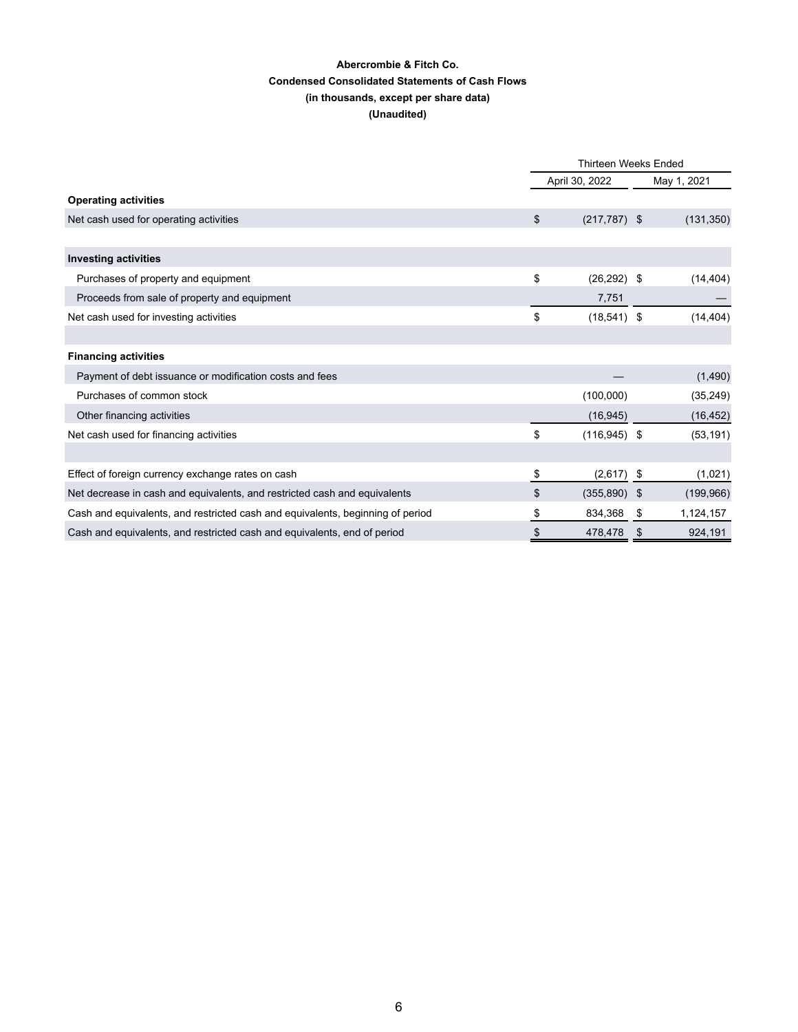**Abercrombie & Fitch Co.**

**Condensed Consolidated Statements of Cash Flows**

**(in thousands, except per share data)**

**(Unaudited)**

| | Thirteen Weeks Ended | |
|---|---|---|
| | April 30, 2022 | May 1, 2021 |
| **Operating activities** | | |
| Net cash used for operating activities | $ (217,787) | $ (131,350) |
| | | |
| **Investing activities** | | |
| Purchases of property and equipment | $ (26,292) | $ (14,404) |
| Proceeds from sale of property and equipment | 7,751 | — |
| Net cash used for investing activities | $ (18,541) | $ (14,404) |
| | | |
| **Financing activities** | | |
| Payment of debt issuance or modification costs and fees | — | (1,490) |
| Purchases of common stock | (100,000) | (35,249) |
| Other financing activities | (16,945) | (16,452) |
| Net cash used for financing activities | $ (116,945) | $ (53,191) |
| | | |
| Effect of foreign currency exchange rates on cash | $ (2,617) | $ (1,021) |
| Net decrease in cash and equivalents, and restricted cash and equivalents | $ (355,890) | $ (199,966) |
| Cash and equivalents, and restricted cash and equivalents, beginning of period | $ 834,368 | $ 1,124,157 |
| Cash and equivalents, and restricted cash and equivalents, end of period | $ 478,478 | $ 924,191 |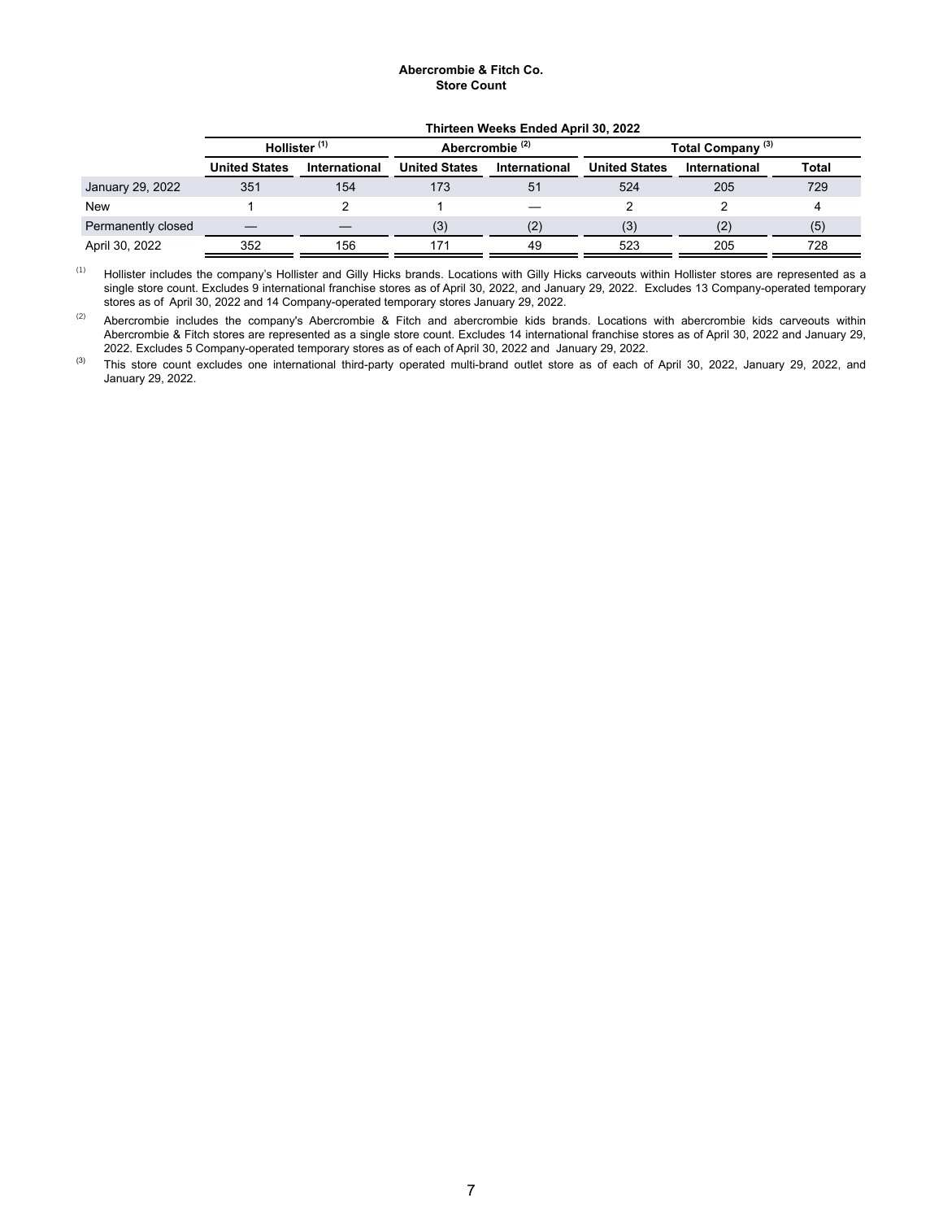**Abercrombie & Fitch Co.**
**Store Count**

| | Thirteen Weeks Ended April 30, 2022 | | | | | | |
|---|---|---|---|---|---|---|---|
| | Hollister [(1)] | | Abercrombie [(2)] | | Total Company [(3)] | | |
| | **United States** | **International** | **United States** | **International** | **United States** | **International** | **Total** |
| January 29, 2022 | 351 | 154 | 173 | 51 | 524 | 205 | 729 |
| New | 1 | 2 | 1 | — | 2 | 2 | 4 |
| Permanently closed | — | — | (3) | (2) | (3) | (2) | (5) |
| April 30, 2022 | 352 | 156 | 171 | 49 | 523 | 205 | 728 |

(1) Hollister includes the company's Hollister and Gilly Hicks brands. Locations with Gilly Hicks carveouts within Hollister stores are represented as a single store count. Excludes 9 international franchise stores as of April 30, 2022, and January 29, 2022. Excludes 13 Company-operated temporary stores as of April 30, 2022 and 14 Company-operated temporary stores January 29, 2022.

(2) Abercrombie includes the company's Abercrombie & Fitch and abercrombie kids brands. Locations with abercrombie kids carveouts within Abercrombie & Fitch stores are represented as a single store count. Excludes 14 international franchise stores as of April 30, 2022 and January 29, 2022. Excludes 5 Company-operated temporary stores as of each of April 30, 2022 and January 29, 2022.

(3) This store count excludes one international third-party operated multi-brand outlet store as of each of April 30, 2022, January 29, 2022, and January 29, 2022.